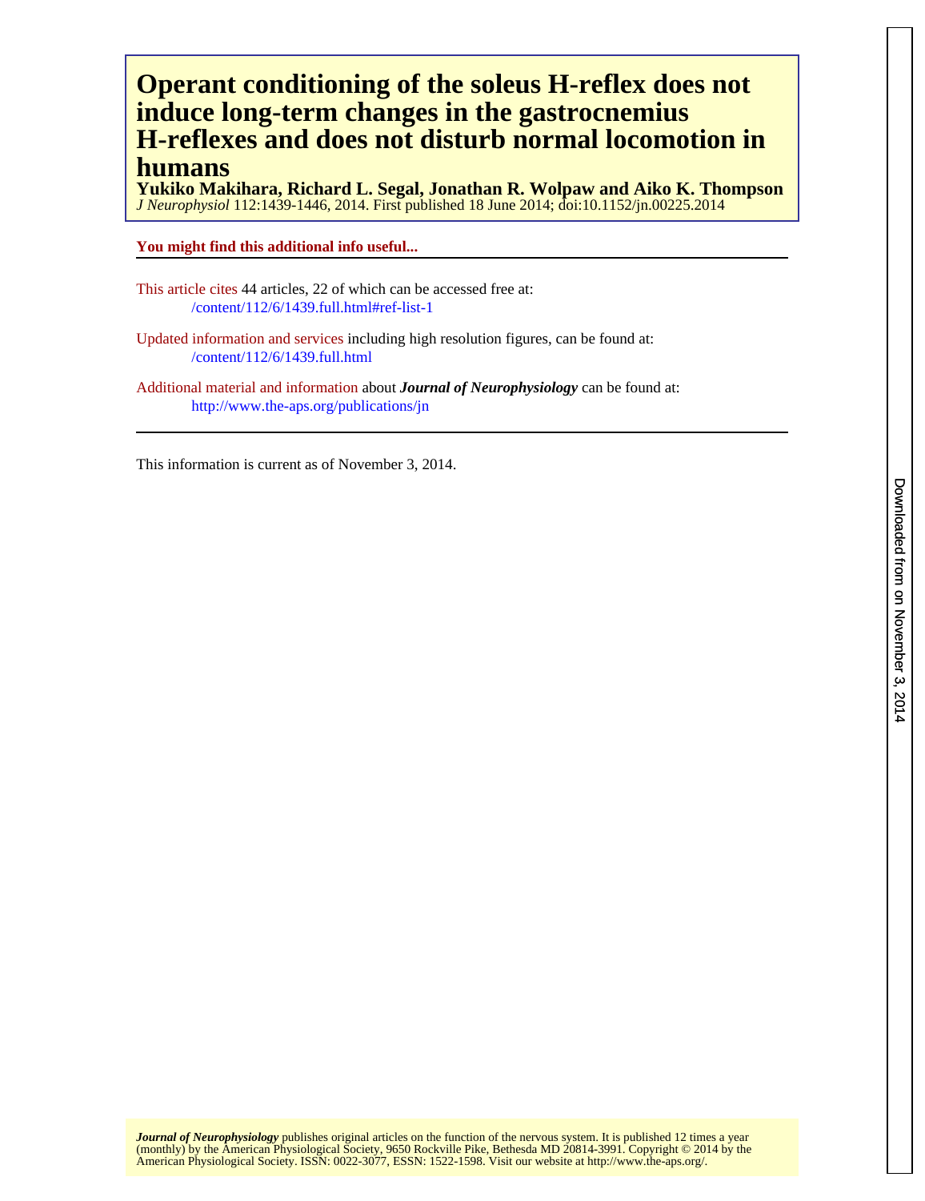# Operant conditioning of the soleus H-reflex does not induce long-term changes in the gastrocnemius H-reflexes and does not disturb normal locomotion in humans

**Yukiko Makihara, Richard L. Segal, Jonathan R. Wolpaw and Aiko K. Thompson**

*J Neurophysiol* 112:1439-1446, 2014. First published 18 June 2014; doi:10.1152/jn.00225.2014

**You might find this additional info useful...**

This article cites 44 articles, 22 of which can be accessed free at:
/content/112/6/1439.full.html#ref-list-1

Updated information and services including high resolution figures, can be found at:
/content/112/6/1439.full.html

Additional material and information about ***Journal of Neurophysiology*** can be found at:
http://www.the-aps.org/publications/jn

This information is current as of November 3, 2014.

***Journal of Neurophysiology*** publishes original articles on the function of the nervous system. It is published 12 times a year (monthly) by the American Physiological Society, 9650 Rockville Pike, Bethesda MD 20814-3991. Copyright © 2014 by the American Physiological Society. ISSN: 0022-3077, ESSN: 1522-1598. Visit our website at http://www.the-aps.org/.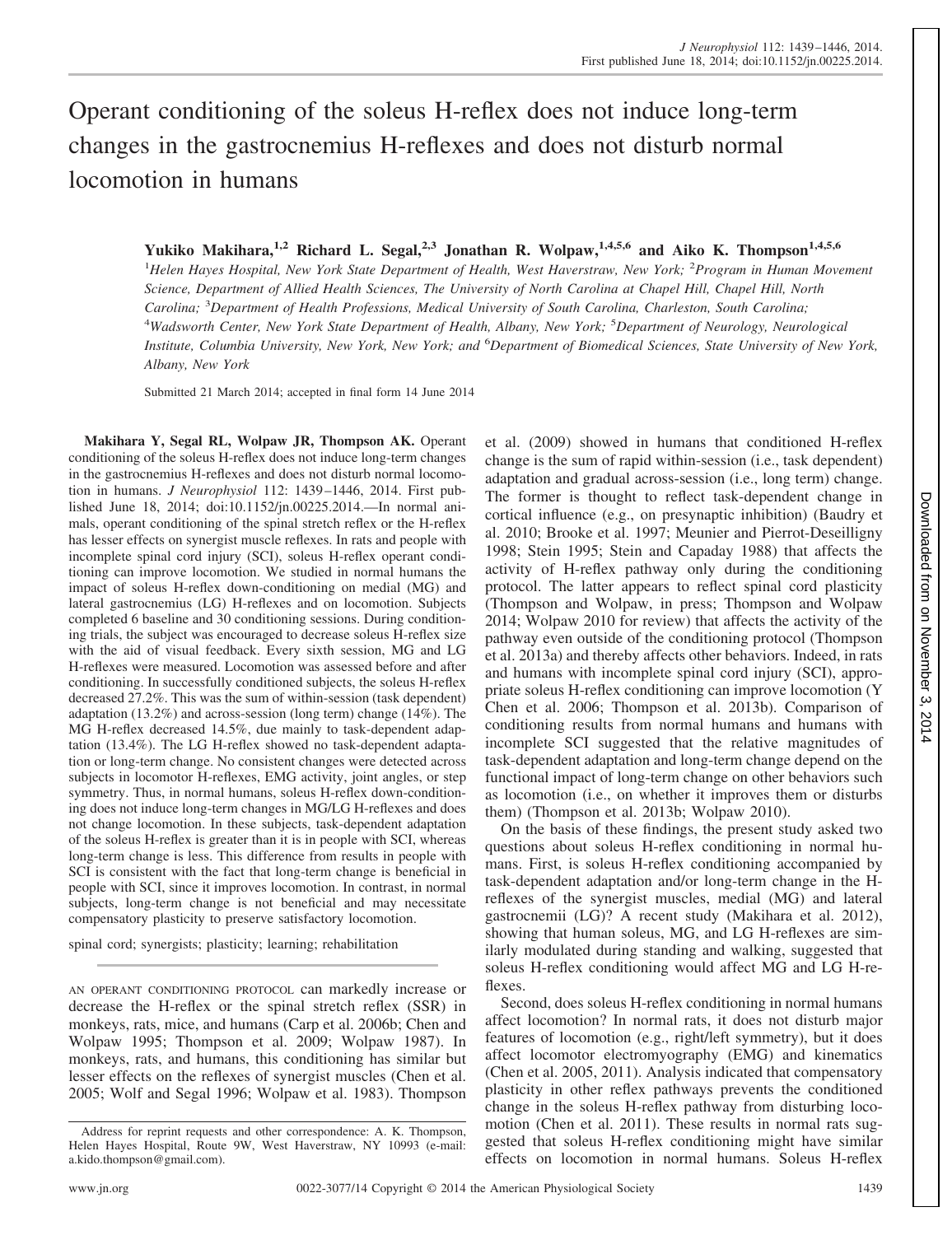# Operant conditioning of the soleus H-reflex does not induce long-term changes in the gastrocnemius H-reflexes and does not disturb normal locomotion in humans

**Yukiko Makihara,[1,2] Richard L. Segal,[2,3] Jonathan R. Wolpaw,[1,4,5,6] and Aiko K. Thompson[1,4,5,6]**

[1]Helen Hayes Hospital, New York State Department of Health, West Haverstraw, New York; [2]Program in Human Movement Science, Department of Allied Health Sciences, The University of North Carolina at Chapel Hill, Chapel Hill, North Carolina; [3]Department of Health Professions, Medical University of South Carolina, Charleston, South Carolina; [4]Wadsworth Center, New York State Department of Health, Albany, New York; [5]Department of Neurology, Neurological Institute, Columbia University, New York, New York; and [6]Department of Biomedical Sciences, State University of New York, Albany, New York

Submitted 21 March 2014; accepted in final form 14 June 2014

**Makihara Y, Segal RL, Wolpaw JR, Thompson AK.** Operant conditioning of the soleus H-reflex does not induce long-term changes in the gastrocnemius H-reflexes and does not disturb normal locomotion in humans. *J Neurophysiol* 112: 1439–1446, 2014. First published June 18, 2014; doi:10.1152/jn.00225.2014.—In normal animals, operant conditioning of the spinal stretch reflex or the H-reflex has lesser effects on synergist muscle reflexes. In rats and people with incomplete spinal cord injury (SCI), soleus H-reflex operant conditioning can improve locomotion. We studied in normal humans the impact of soleus H-reflex down-conditioning on medial (MG) and lateral gastrocnemius (LG) H-reflexes and on locomotion. Subjects completed 6 baseline and 30 conditioning sessions. During conditioning trials, the subject was encouraged to decrease soleus H-reflex size with the aid of visual feedback. Every sixth session, MG and LG H-reflexes were measured. Locomotion was assessed before and after conditioning. In successfully conditioned subjects, the soleus H-reflex decreased 27.2%. This was the sum of within-session (task dependent) adaptation (13.2%) and across-session (long term) change (14%). The MG H-reflex decreased 14.5%, due mainly to task-dependent adaptation (13.4%). The LG H-reflex showed no task-dependent adaptation or long-term change. No consistent changes were detected across subjects in locomotor H-reflexes, EMG activity, joint angles, or step symmetry. Thus, in normal humans, soleus H-reflex down-conditioning does not induce long-term changes in MG/LG H-reflexes and does not change locomotion. In these subjects, task-dependent adaptation of the soleus H-reflex is greater than it is in people with SCI, whereas long-term change is less. This difference from results in people with SCI is consistent with the fact that long-term change is beneficial in people with SCI, since it improves locomotion. In contrast, in normal subjects, long-term change is not beneficial and may necessitate compensatory plasticity to preserve satisfactory locomotion.

spinal cord; synergists; plasticity; learning; rehabilitation

AN OPERANT CONDITIONING PROTOCOL can markedly increase or decrease the H-reflex or the spinal stretch reflex (SSR) in monkeys, rats, mice, and humans (Carp et al. 2006b; Chen and Wolpaw 1995; Thompson et al. 2009; Wolpaw 1987). In monkeys, rats, and humans, this conditioning has similar but lesser effects on the reflexes of synergist muscles (Chen et al. 2005; Wolf and Segal 1996; Wolpaw et al. 1983). Thompson et al. (2009) showed in humans that conditioned H-reflex change is the sum of rapid within-session (i.e., task dependent) adaptation and gradual across-session (i.e., long term) change. The former is thought to reflect task-dependent change in cortical influence (e.g., on presynaptic inhibition) (Baudry et al. 2010; Brooke et al. 1997; Meunier and Pierrot-Deseilligny 1998; Stein 1995; Stein and Capaday 1988) that affects the activity of H-reflex pathway only during the conditioning protocol. The latter appears to reflect spinal cord plasticity (Thompson and Wolpaw, in press; Thompson and Wolpaw 2014; Wolpaw 2010 for review) that affects the activity of the pathway even outside of the conditioning protocol (Thompson et al. 2013a) and thereby affects other behaviors. Indeed, in rats and humans with incomplete spinal cord injury (SCI), appropriate soleus H-reflex conditioning can improve locomotion (Y Chen et al. 2006; Thompson et al. 2013b). Comparison of conditioning results from normal humans and humans with incomplete SCI suggested that the relative magnitudes of task-dependent adaptation and long-term change depend on the functional impact of long-term change on other behaviors such as locomotion (i.e., on whether it improves them or disturbs them) (Thompson et al. 2013b; Wolpaw 2010).

On the basis of these findings, the present study asked two questions about soleus H-reflex conditioning in normal humans. First, is soleus H-reflex conditioning accompanied by task-dependent adaptation and/or long-term change in the H-reflexes of the synergist muscles, medial (MG) and lateral gastrocnemii (LG)? A recent study (Makihara et al. 2012), showing that human soleus, MG, and LG H-reflexes are similarly modulated during standing and walking, suggested that soleus H-reflex conditioning would affect MG and LG H-reflexes.

Second, does soleus H-reflex conditioning in normal humans affect locomotion? In normal rats, it does not disturb major features of locomotion (e.g., right/left symmetry), but it does affect locomotor electromyography (EMG) and kinematics (Chen et al. 2005, 2011). Analysis indicated that compensatory plasticity in other reflex pathways prevents the conditioned change in the soleus H-reflex pathway from disturbing locomotion (Chen et al. 2011). These results in normal rats suggested that soleus H-reflex conditioning might have similar effects on locomotion in normal humans. Soleus H-reflex

Address for reprint requests and other correspondence: A. K. Thompson, Helen Hayes Hospital, Route 9W, West Haverstraw, NY 10993 (e-mail: a.kido.thompson@gmail.com).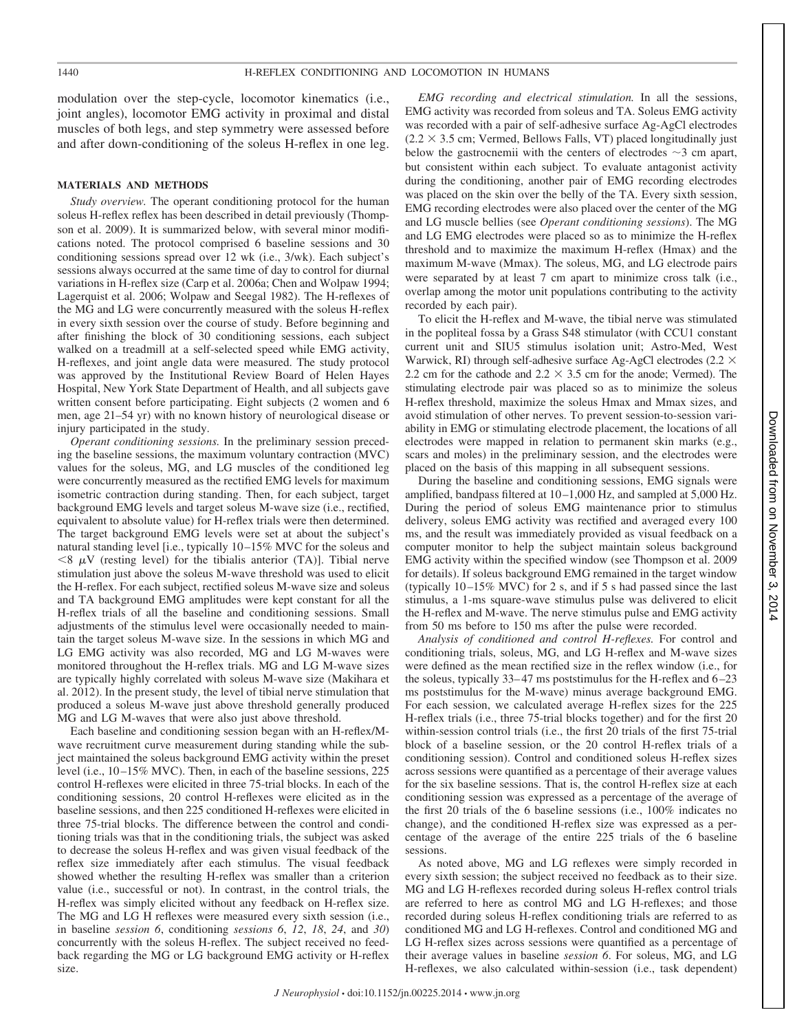modulation over the step-cycle, locomotor kinematics (i.e., joint angles), locomotor EMG activity in proximal and distal muscles of both legs, and step symmetry were assessed before and after down-conditioning of the soleus H-reflex in one leg.

## MATERIALS AND METHODS

*Study overview.* The operant conditioning protocol for the human soleus H-reflex reflex has been described in detail previously (Thompson et al. 2009). It is summarized below, with several minor modifications noted. The protocol comprised 6 baseline sessions and 30 conditioning sessions spread over 12 wk (i.e., 3/wk). Each subject's sessions always occurred at the same time of day to control for diurnal variations in H-reflex size (Carp et al. 2006a; Chen and Wolpaw 1994; Lagerquist et al. 2006; Wolpaw and Seegal 1982). The H-reflexes of the MG and LG were concurrently measured with the soleus H-reflex in every sixth session over the course of study. Before beginning and after finishing the block of 30 conditioning sessions, each subject walked on a treadmill at a self-selected speed while EMG activity, H-reflexes, and joint angle data were measured. The study protocol was approved by the Institutional Review Board of Helen Hayes Hospital, New York State Department of Health, and all subjects gave written consent before participating. Eight subjects (2 women and 6 men, age 21–54 yr) with no known history of neurological disease or injury participated in the study.

*Operant conditioning sessions.* In the preliminary session preceding the baseline sessions, the maximum voluntary contraction (MVC) values for the soleus, MG, and LG muscles of the conditioned leg were concurrently measured as the rectified EMG levels for maximum isometric contraction during standing. Then, for each subject, target background EMG levels and target soleus M-wave size (i.e., rectified, equivalent to absolute value) for H-reflex trials were then determined. The target background EMG levels were set at about the subject's natural standing level [i.e., typically 10–15% MVC for the soleus and $<8$ μV (resting level) for the tibialis anterior (TA)]. Tibial nerve stimulation just above the soleus M-wave threshold was used to elicit the H-reflex. For each subject, rectified soleus M-wave size and soleus and TA background EMG amplitudes were kept constant for all the H-reflex trials of all the baseline and conditioning sessions. Small adjustments of the stimulus level were occasionally needed to maintain the target soleus M-wave size. In the sessions in which MG and LG EMG activity was also recorded, MG and LG M-waves were monitored throughout the H-reflex trials. MG and LG M-wave sizes are typically highly correlated with soleus M-wave size (Makihara et al. 2012). In the present study, the level of tibial nerve stimulation that produced a soleus M-wave just above threshold generally produced MG and LG M-waves that were also just above threshold.

Each baseline and conditioning session began with an H-reflex/M-wave recruitment curve measurement during standing while the subject maintained the soleus background EMG activity within the preset level (i.e., 10–15% MVC). Then, in each of the baseline sessions, 225 control H-reflexes were elicited in three 75-trial blocks. In each of the conditioning sessions, 20 control H-reflexes were elicited as in the baseline sessions, and then 225 conditioned H-reflexes were elicited in three 75-trial blocks. The difference between the control and conditioning trials was that in the conditioning trials, the subject was asked to decrease the soleus H-reflex and was given visual feedback of the reflex size immediately after each stimulus. The visual feedback showed whether the resulting H-reflex was smaller than a criterion value (i.e., successful or not). In contrast, in the control trials, the H-reflex was simply elicited without any feedback on H-reflex size. The MG and LG H reflexes were measured every sixth session (i.e., in baseline *session 6*, conditioning *sessions 6*, *12*, *18*, *24*, and *30*) concurrently with the soleus H-reflex. The subject received no feedback regarding the MG or LG background EMG activity or H-reflex size.

*EMG recording and electrical stimulation.* In all the sessions, EMG activity was recorded from soleus and TA. Soleus EMG activity was recorded with a pair of self-adhesive surface Ag-AgCl electrodes ($2.2 \times 3.5$ cm; Vermed, Bellows Falls, VT) placed longitudinally just below the gastrocnemii with the centers of electrodes ~3 cm apart, but consistent within each subject. To evaluate antagonist activity during the conditioning, another pair of EMG recording electrodes was placed on the skin over the belly of the TA. Every sixth session, EMG recording electrodes were also placed over the center of the MG and LG muscle bellies (see *Operant conditioning sessions*). The MG and LG EMG electrodes were placed so as to minimize the H-reflex threshold and to maximize the maximum H-reflex (Hmax) and the maximum M-wave (Mmax). The soleus, MG, and LG electrode pairs were separated by at least 7 cm apart to minimize cross talk (i.e., overlap among the motor unit populations contributing to the activity recorded by each pair).

To elicit the H-reflex and M-wave, the tibial nerve was stimulated in the popliteal fossa by a Grass S48 stimulator (with CCU1 constant current unit and SIU5 stimulus isolation unit; Astro-Med, West Warwick, RI) through self-adhesive surface Ag-AgCl electrodes ($2.2 \times 2.2$ cm for the cathode and $2.2 \times 3.5$ cm for the anode; Vermed). The stimulating electrode pair was placed so as to minimize the soleus H-reflex threshold, maximize the soleus Hmax and Mmax sizes, and avoid stimulation of other nerves. To prevent session-to-session variability in EMG or stimulating electrode placement, the locations of all electrodes were mapped in relation to permanent skin marks (e.g., scars and moles) in the preliminary session, and the electrodes were placed on the basis of this mapping in all subsequent sessions.

During the baseline and conditioning sessions, EMG signals were amplified, bandpass filtered at 10–1,000 Hz, and sampled at 5,000 Hz. During the period of soleus EMG maintenance prior to stimulus delivery, soleus EMG activity was rectified and averaged every 100 ms, and the result was immediately provided as visual feedback on a computer monitor to help the subject maintain soleus background EMG activity within the specified window (see Thompson et al. 2009 for details). If soleus background EMG remained in the target window (typically 10–15% MVC) for 2 s, and if 5 s had passed since the last stimulus, a 1-ms square-wave stimulus pulse was delivered to elicit the H-reflex and M-wave. The nerve stimulus pulse and EMG activity from 50 ms before to 150 ms after the pulse were recorded.

*Analysis of conditioned and control H-reflexes.* For control and conditioning trials, soleus, MG, and LG H-reflex and M-wave sizes were defined as the mean rectified size in the reflex window (i.e., for the soleus, typically 33–47 ms poststimulus for the H-reflex and 6–23 ms poststimulus for the M-wave) minus average background EMG. For each session, we calculated average H-reflex sizes for the 225 H-reflex trials (i.e., three 75-trial blocks together) and for the first 20 within-session control trials (i.e., the first 20 trials of the first 75-trial block of a baseline session, or the 20 control H-reflex trials of a conditioning session). Control and conditioned soleus H-reflex sizes across sessions were quantified as a percentage of their average values for the six baseline sessions. That is, the control H-reflex size at each conditioning session was expressed as a percentage of the average of the first 20 trials of the 6 baseline sessions (i.e., 100% indicates no change), and the conditioned H-reflex size was expressed as a percentage of the average of the entire 225 trials of the 6 baseline sessions.

As noted above, MG and LG reflexes were simply recorded in every sixth session; the subject received no feedback as to their size. MG and LG H-reflexes recorded during soleus H-reflex control trials are referred to here as control MG and LG H-reflexes; and those recorded during soleus H-reflex conditioning trials are referred to as conditioned MG and LG H-reflexes. Control and conditioned MG and LG H-reflex sizes across sessions were quantified as a percentage of their average values in baseline *session 6*. For soleus, MG, and LG H-reflexes, we also calculated within-session (i.e., task dependent)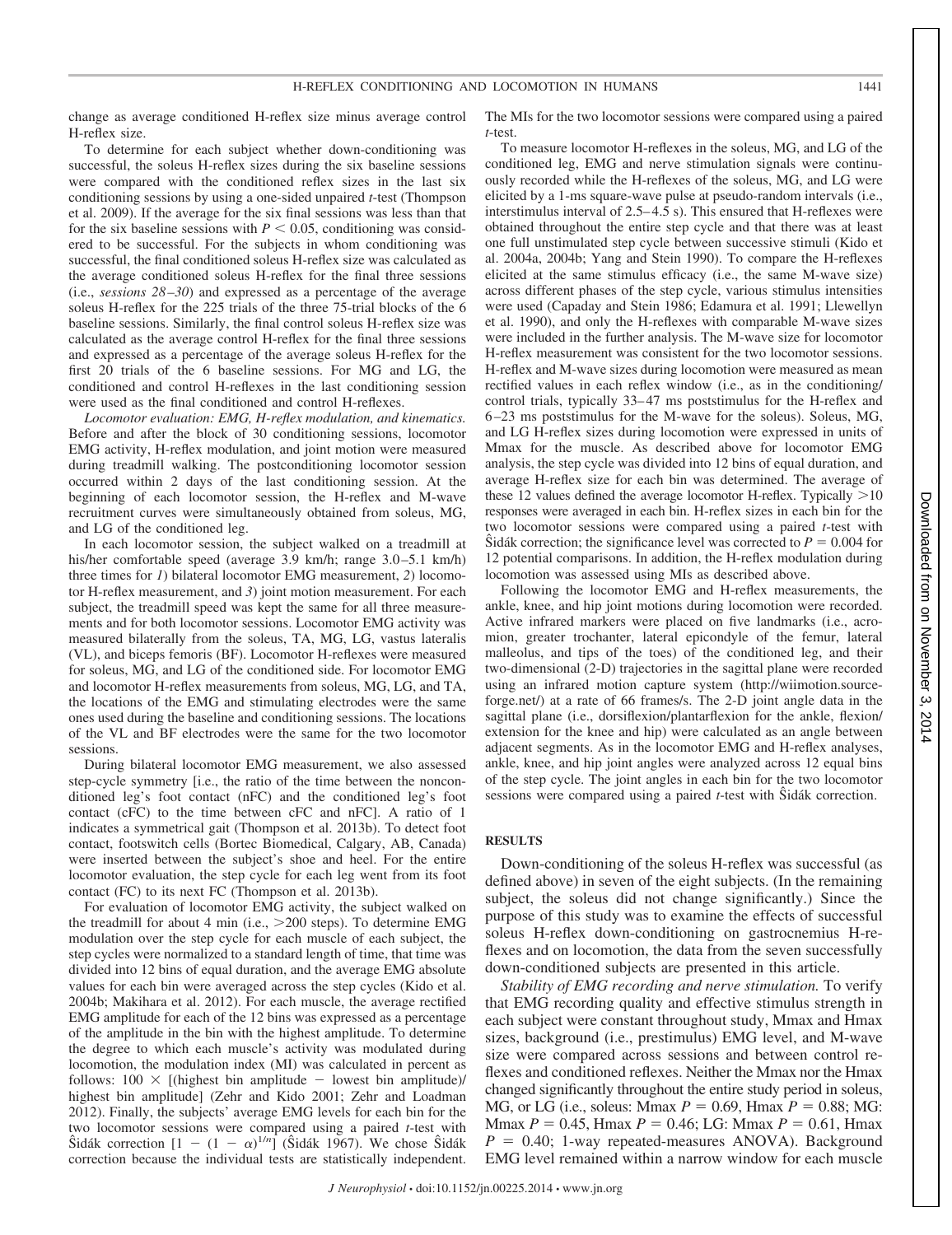change as average conditioned H-reflex size minus average control H-reflex size.

To determine for each subject whether down-conditioning was successful, the soleus H-reflex sizes during the six baseline sessions were compared with the conditioned reflex sizes in the last six conditioning sessions by using a one-sided unpaired *t*-test (Thompson et al. 2009). If the average for the six final sessions was less than that for the six baseline sessions with $P < 0.05$, conditioning was considered to be successful. For the subjects in whom conditioning was successful, the final conditioned soleus H-reflex size was calculated as the average conditioned soleus H-reflex for the final three sessions (i.e., *sessions 28–30*) and expressed as a percentage of the average soleus H-reflex for the 225 trials of the three 75-trial blocks of the 6 baseline sessions. Similarly, the final control soleus H-reflex size was calculated as the average control H-reflex for the final three sessions and expressed as a percentage of the average soleus H-reflex for the first 20 trials of the 6 baseline sessions. For MG and LG, the conditioned and control H-reflexes in the last conditioning session were used as the final conditioned and control H-reflexes.

*Locomotor evaluation: EMG, H-reflex modulation, and kinematics.* Before and after the block of 30 conditioning sessions, locomotor EMG activity, H-reflex modulation, and joint motion were measured during treadmill walking. The postconditioning locomotor session occurred within 2 days of the last conditioning session. At the beginning of each locomotor session, the H-reflex and M-wave recruitment curves were simultaneously obtained from soleus, MG, and LG of the conditioned leg.

In each locomotor session, the subject walked on a treadmill at his/her comfortable speed (average 3.9 km/h; range 3.0–5.1 km/h) three times for *1*) bilateral locomotor EMG measurement, *2*) locomotor H-reflex measurement, and *3*) joint motion measurement. For each subject, the treadmill speed was kept the same for all three measurements and for both locomotor sessions. Locomotor EMG activity was measured bilaterally from the soleus, TA, MG, LG, vastus lateralis (VL), and biceps femoris (BF). Locomotor H-reflexes were measured for soleus, MG, and LG of the conditioned side. For locomotor EMG and locomotor H-reflex measurements from soleus, MG, LG, and TA, the locations of the EMG and stimulating electrodes were the same ones used during the baseline and conditioning sessions. The locations of the VL and BF electrodes were the same for the two locomotor sessions.

During bilateral locomotor EMG measurement, we also assessed step-cycle symmetry [i.e., the ratio of the time between the nonconditioned leg's foot contact (nFC) and the conditioned leg's foot contact (cFC) to the time between cFC and nFC]. A ratio of 1 indicates a symmetrical gait (Thompson et al. 2013b). To detect foot contact, footswitch cells (Bortec Biomedical, Calgary, AB, Canada) were inserted between the subject's shoe and heel. For the entire locomotor evaluation, the step cycle for each leg went from its foot contact (FC) to its next FC (Thompson et al. 2013b).

For evaluation of locomotor EMG activity, the subject walked on the treadmill for about 4 min (i.e., >200 steps). To determine EMG modulation over the step cycle for each muscle of each subject, the step cycles were normalized to a standard length of time, that time was divided into 12 bins of equal duration, and the average EMG absolute values for each bin were averaged across the step cycles (Kido et al. 2004b; Makihara et al. 2012). For each muscle, the average rectified EMG amplitude for each of the 12 bins was expressed as a percentage of the amplitude in the bin with the highest amplitude. To determine the degree to which each muscle's activity was modulated during locomotion, the modulation index (MI) was calculated in percent as follows: $100 \times$ [(highest bin amplitude − lowest bin amplitude)/highest bin amplitude] (Zehr and Kido 2001; Zehr and Loadman 2012). Finally, the subjects' average EMG levels for each bin for the two locomotor sessions were compared using a paired *t*-test with Šidák correction $[1 - (1 - \alpha)^{1/n}]$ (Šidák 1967). We chose Šidák correction because the individual tests are statistically independent. The MIs for the two locomotor sessions were compared using a paired *t*-test.

To measure locomotor H-reflexes in the soleus, MG, and LG of the conditioned leg, EMG and nerve stimulation signals were continuously recorded while the H-reflexes of the soleus, MG, and LG were elicited by a 1-ms square-wave pulse at pseudo-random intervals (i.e., interstimulus interval of 2.5–4.5 s). This ensured that H-reflexes were obtained throughout the entire step cycle and that there was at least one full unstimulated step cycle between successive stimuli (Kido et al. 2004a, 2004b; Yang and Stein 1990). To compare the H-reflexes elicited at the same stimulus efficacy (i.e., the same M-wave size) across different phases of the step cycle, various stimulus intensities were used (Capaday and Stein 1986; Edamura et al. 1991; Llewellyn et al. 1990), and only the H-reflexes with comparable M-wave sizes were included in the further analysis. The M-wave size for locomotor H-reflex measurement was consistent for the two locomotor sessions. H-reflex and M-wave sizes during locomotion were measured as mean rectified values in each reflex window (i.e., as in the conditioning/control trials, typically 33–47 ms poststimulus for the H-reflex and 6–23 ms poststimulus for the M-wave for the soleus). Soleus, MG, and LG H-reflex sizes during locomotion were expressed in units of Mmax for the muscle. As described above for locomotor EMG analysis, the step cycle was divided into 12 bins of equal duration, and average H-reflex size for each bin was determined. The average of these 12 values defined the average locomotor H-reflex. Typically >10 responses were averaged in each bin. H-reflex sizes in each bin for the two locomotor sessions were compared using a paired *t*-test with Šidák correction; the significance level was corrected to $P = 0.004$ for 12 potential comparisons. In addition, the H-reflex modulation during locomotion was assessed using MIs as described above.

Following the locomotor EMG and H-reflex measurements, the ankle, knee, and hip joint motions during locomotion were recorded. Active infrared markers were placed on five landmarks (i.e., acromion, greater trochanter, lateral epicondyle of the femur, lateral malleolus, and tips of the toes) of the conditioned leg, and their two-dimensional (2-D) trajectories in the sagittal plane were recorded using an infrared motion capture system (http://wiimotion.sourceforge.net/) at a rate of 66 frames/s. The 2-D joint angle data in the sagittal plane (i.e., dorsiflexion/plantarflexion for the ankle, flexion/extension for the knee and hip) were calculated as an angle between adjacent segments. As in the locomotor EMG and H-reflex analyses, ankle, knee, and hip joint angles were analyzed across 12 equal bins of the step cycle. The joint angles in each bin for the two locomotor sessions were compared using a paired *t*-test with Šidák correction.

## RESULTS

Down-conditioning of the soleus H-reflex was successful (as defined above) in seven of the eight subjects. (In the remaining subject, the soleus did not change significantly.) Since the purpose of this study was to examine the effects of successful soleus H-reflex down-conditioning on gastrocnemius H-reflexes and on locomotion, the data from the seven successfully down-conditioned subjects are presented in this article.

*Stability of EMG recording and nerve stimulation.* To verify that EMG recording quality and effective stimulus strength in each subject were constant throughout study, Mmax and Hmax sizes, background (i.e., prestimulus) EMG level, and M-wave size were compared across sessions and between control reflexes and conditioned reflexes. Neither the Mmax nor the Hmax changed significantly throughout the entire study period in soleus, MG, or LG (i.e., soleus: Mmax $P = 0.69$, Hmax $P = 0.88$; MG: Mmax $P = 0.45$, Hmax $P = 0.46$; LG: Mmax $P = 0.61$, Hmax $P = 0.40$; 1-way repeated-measures ANOVA). Background EMG level remained within a narrow window for each muscle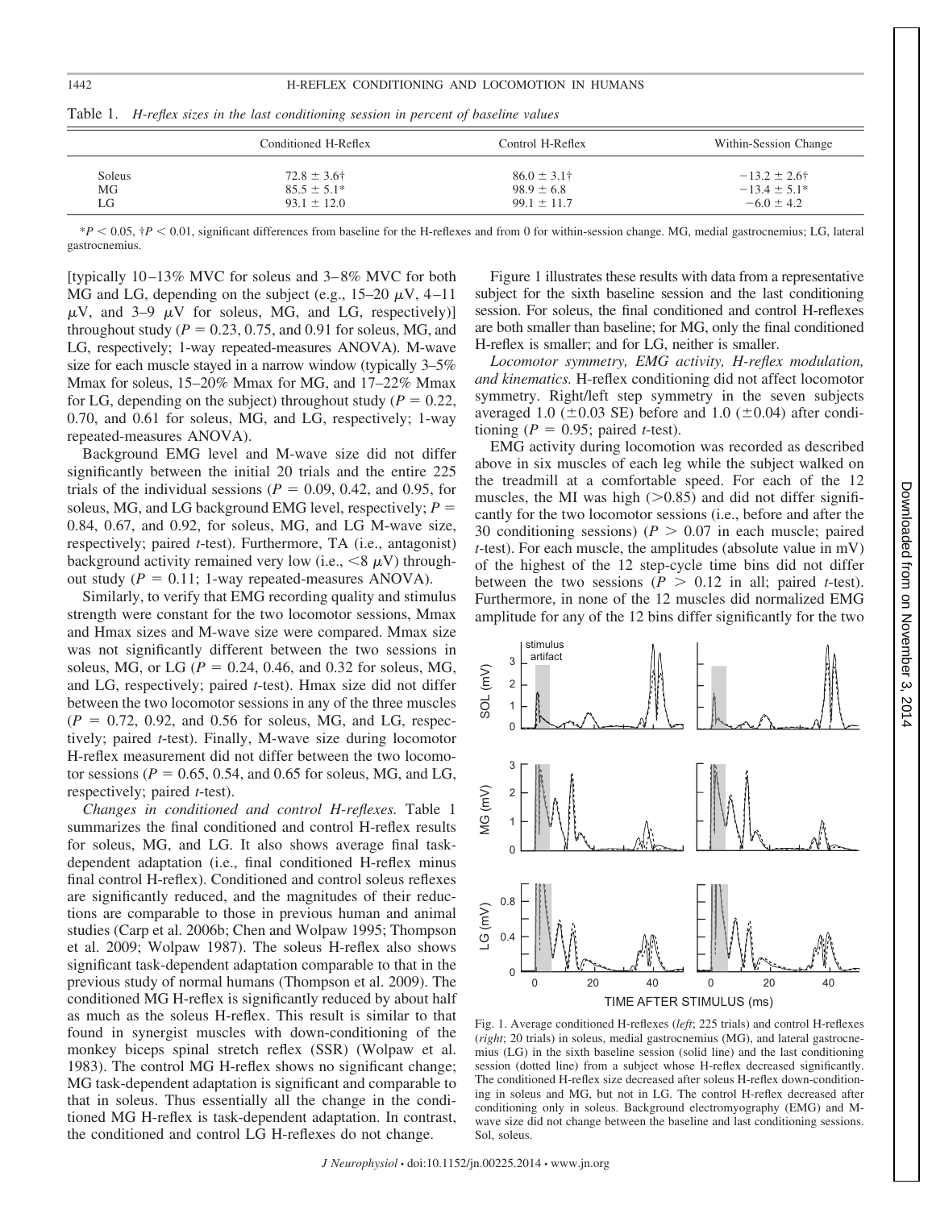Table 1. *H-reflex sizes in the last conditioning session in percent of baseline values*

| | Conditioned H-Reflex | Control H-Reflex | Within-Session Change |
|---|---|---|---|
| Soleus | 72.8 ± 3.6† | 86.0 ± 3.1† | −13.2 ± 2.6† |
| MG | 85.5 ± 5.1* | 98.9 ± 6.8 | −13.4 ± 5.1* |
| LG | 93.1 ± 12.0 | 99.1 ± 11.7 | −6.0 ± 4.2 |

*$P < 0.05$, †$P < 0.01$, significant differences from baseline for the H-reflexes and from 0 for within-session change. MG, medial gastrocnemius; LG, lateral gastrocnemius.

[typically 10–13% MVC for soleus and 3–8% MVC for both MG and LG, depending on the subject (e.g., 15–20 μV, 4–11 μV, and 3–9 μV for soleus, MG, and LG, respectively)] throughout study ($P = 0.23$, 0.75, and 0.91 for soleus, MG, and LG, respectively; 1-way repeated-measures ANOVA). M-wave size for each muscle stayed in a narrow window (typically 3–5% Mmax for soleus, 15–20% Mmax for MG, and 17–22% Mmax for LG, depending on the subject) throughout study ($P = 0.22$, 0.70, and 0.61 for soleus, MG, and LG, respectively; 1-way repeated-measures ANOVA).

Background EMG level and M-wave size did not differ significantly between the initial 20 trials and the entire 225 trials of the individual sessions ($P = 0.09$, 0.42, and 0.95, for soleus, MG, and LG background EMG level, respectively; $P = 0.84$, 0.67, and 0.92, for soleus, MG, and LG M-wave size, respectively; paired *t*-test). Furthermore, TA (i.e., antagonist) background activity remained very low (i.e., <8 μV) throughout study ($P = 0.11$; 1-way repeated-measures ANOVA).

Similarly, to verify that EMG recording quality and stimulus strength were constant for the two locomotor sessions, Mmax and Hmax sizes and M-wave size were compared. Mmax size was not significantly different between the two sessions in soleus, MG, or LG ($P = 0.24$, 0.46, and 0.32 for soleus, MG, and LG, respectively; paired *t*-test). Hmax size did not differ between the two locomotor sessions in any of the three muscles ($P = 0.72$, 0.92, and 0.56 for soleus, MG, and LG, respectively; paired *t*-test). Finally, M-wave size during locomotor H-reflex measurement did not differ between the two locomotor sessions ($P = 0.65$, 0.54, and 0.65 for soleus, MG, and LG, respectively; paired *t*-test).

*Changes in conditioned and control H-reflexes.* Table 1 summarizes the final conditioned and control H-reflex results for soleus, MG, and LG. It also shows average final task-dependent adaptation (i.e., final conditioned H-reflex minus final control H-reflex). Conditioned and control soleus reflexes are significantly reduced, and the magnitudes of their reductions are comparable to those in previous human and animal studies (Carp et al. 2006b; Chen and Wolpaw 1995; Thompson et al. 2009; Wolpaw 1987). The soleus H-reflex also shows significant task-dependent adaptation comparable to that in the previous study of normal humans (Thompson et al. 2009). The conditioned MG H-reflex is significantly reduced by about half as much as the soleus H-reflex. This result is similar to that found in synergist muscles with down-conditioning of the monkey biceps spinal stretch reflex (SSR) (Wolpaw et al. 1983). The control MG H-reflex shows no significant change; MG task-dependent adaptation is significant and comparable to that in soleus. Thus essentially all the change in the conditioned MG H-reflex is task-dependent adaptation. In contrast, the conditioned and control LG H-reflexes do not change.

Figure 1 illustrates these results with data from a representative subject for the sixth baseline session and the last conditioning session. For soleus, the final conditioned and control H-reflexes are both smaller than baseline; for MG, only the final conditioned H-reflex is smaller; and for LG, neither is smaller.

*Locomotor symmetry, EMG activity, H-reflex modulation, and kinematics.* H-reflex conditioning did not affect locomotor symmetry. Right/left step symmetry in the seven subjects averaged 1.0 (±0.03 SE) before and 1.0 (±0.04) after conditioning ($P = 0.95$; paired *t*-test).

EMG activity during locomotion was recorded as described above in six muscles of each leg while the subject walked on the treadmill at a comfortable speed. For each of the 12 muscles, the MI was high (>0.85) and did not differ significantly for the two locomotor sessions (i.e., before and after the 30 conditioning sessions) ($P > 0.07$ in each muscle; paired *t*-test). For each muscle, the amplitudes (absolute value in mV) of the highest of the 12 step-cycle time bins did not differ between the two sessions ($P > 0.12$ in all; paired *t*-test). Furthermore, in none of the 12 muscles did normalized EMG amplitude for any of the 12 bins differ significantly for the two

Fig. 1. Average conditioned H-reflexes (*left*; 225 trials) and control H-reflexes (*right*; 20 trials) in soleus, medial gastrocnemius (MG), and lateral gastrocnemius (LG) in the sixth baseline session (solid line) and the last conditioning session (dotted line) from a subject whose H-reflex decreased significantly. The conditioned H-reflex size decreased after soleus H-reflex down-conditioning in soleus and MG, but not in LG. The control H-reflex decreased after conditioning only in soleus. Background electromyography (EMG) and M-wave size did not change between the baseline and last conditioning sessions. Sol, soleus.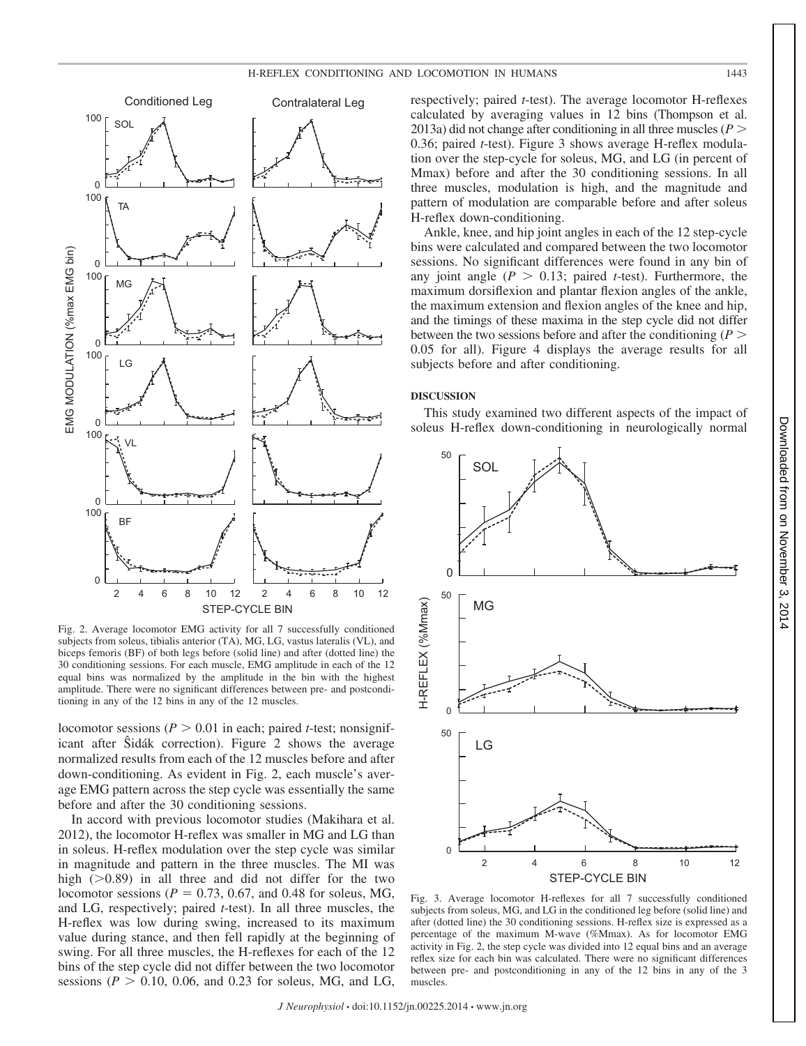Fig. 2. Average locomotor EMG activity for all 7 successfully conditioned subjects from soleus, tibialis anterior (TA), MG, LG, vastus lateralis (VL), and biceps femoris (BF) of both legs before (solid line) and after (dotted line) the 30 conditioning sessions. For each muscle, EMG amplitude in each of the 12 equal bins was normalized by the amplitude in the bin with the highest amplitude. There were no significant differences between pre- and postconditioning in any of the 12 bins in any of the 12 muscles.

locomotor sessions ($P > 0.01$ in each; paired *t*-test; nonsignificant after Ŝidák correction). Figure 2 shows the average normalized results from each of the 12 muscles before and after down-conditioning. As evident in Fig. 2, each muscle's average EMG pattern across the step cycle was essentially the same before and after the 30 conditioning sessions.

In accord with previous locomotor studies (Makihara et al. 2012), the locomotor H-reflex was smaller in MG and LG than in soleus. H-reflex modulation over the step cycle was similar in magnitude and pattern in the three muscles. The MI was high (>0.89) in all three and did not differ for the two locomotor sessions ($P = 0.73$, 0.67, and 0.48 for soleus, MG, and LG, respectively; paired *t*-test). In all three muscles, the H-reflex was low during swing, increased to its maximum value during stance, and then fell rapidly at the beginning of swing. For all three muscles, the H-reflexes for each of the 12 bins of the step cycle did not differ between the two locomotor sessions ($P > 0.10$, 0.06, and 0.23 for soleus, MG, and LG, respectively; paired *t*-test). The average locomotor H-reflexes calculated by averaging values in 12 bins (Thompson et al. 2013a) did not change after conditioning in all three muscles ($P > 0.36$; paired *t*-test). Figure 3 shows average H-reflex modulation over the step-cycle for soleus, MG, and LG (in percent of Mmax) before and after the 30 conditioning sessions. In all three muscles, modulation is high, and the magnitude and pattern of modulation are comparable before and after soleus H-reflex down-conditioning.

Ankle, knee, and hip joint angles in each of the 12 step-cycle bins were calculated and compared between the two locomotor sessions. No significant differences were found in any bin of any joint angle ($P > 0.13$; paired *t*-test). Furthermore, the maximum dorsiflexion and plantar flexion angles of the ankle, the maximum extension and flexion angles of the knee and hip, and the timings of these maxima in the step cycle did not differ between the two sessions before and after the conditioning ($P > 0.05$ for all). Figure 4 displays the average results for all subjects before and after conditioning.

## DISCUSSION

This study examined two different aspects of the impact of soleus H-reflex down-conditioning in neurologically normal

Fig. 3. Average locomotor H-reflexes for all 7 successfully conditioned subjects from soleus, MG, and LG in the conditioned leg before (solid line) and after (dotted line) the 30 conditioning sessions. H-reflex size is expressed as a percentage of the maximum M-wave (%Mmax). As for locomotor EMG activity in Fig. 2, the step cycle was divided into 12 equal bins and an average reflex size for each bin was calculated. There were no significant differences between pre- and postconditioning in any of the 12 bins in any of the 3 muscles.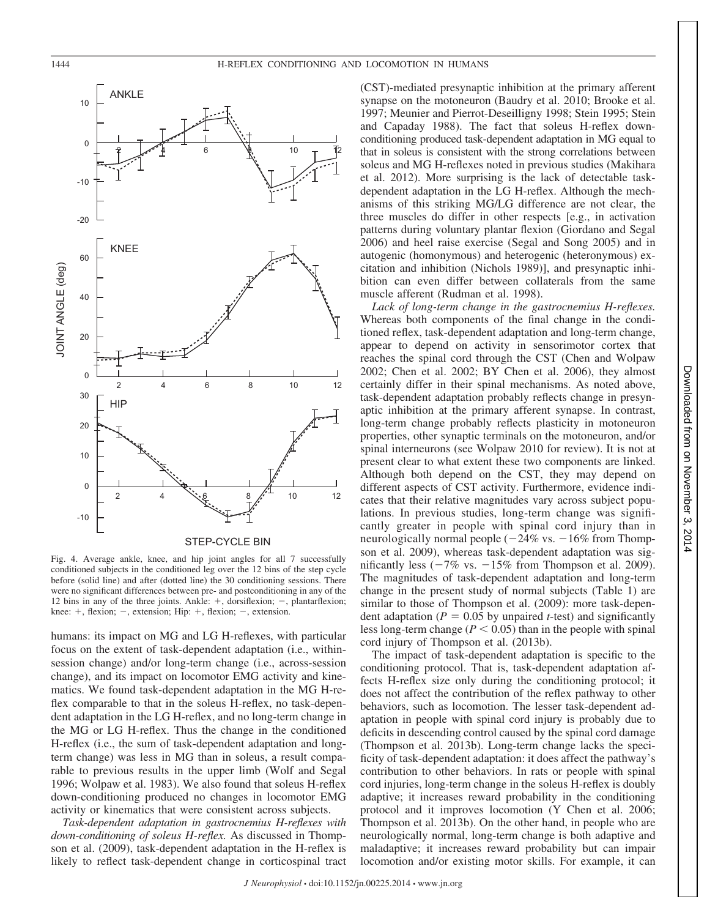Fig. 4. Average ankle, knee, and hip joint angles for all 7 successfully conditioned subjects in the conditioned leg over the 12 bins of the step cycle before (solid line) and after (dotted line) the 30 conditioning sessions. There were no significant differences between pre- and postconditioning in any of the 12 bins in any of the three joints. Ankle: +, dorsiflexion; −, plantarflexion; knee: +, flexion; −, extension; Hip: +, flexion; −, extension.

humans: its impact on MG and LG H-reflexes, with particular focus on the extent of task-dependent adaptation (i.e., within-session change) and/or long-term change (i.e., across-session change), and its impact on locomotor EMG activity and kinematics. We found task-dependent adaptation in the MG H-reflex comparable to that in the soleus H-reflex, no task-dependent adaptation in the LG H-reflex, and no long-term change in the MG or LG H-reflex. Thus the change in the conditioned H-reflex (i.e., the sum of task-dependent adaptation and long-term change) was less in MG than in soleus, a result comparable to previous results in the upper limb (Wolf and Segal 1996; Wolpaw et al. 1983). We also found that soleus H-reflex down-conditioning produced no changes in locomotor EMG activity or kinematics that were consistent across subjects.

*Task-dependent adaptation in gastrocnemius H-reflexes with down-conditioning of soleus H-reflex.* As discussed in Thompson et al. (2009), task-dependent adaptation in the H-reflex is likely to reflect task-dependent change in corticospinal tract (CST)-mediated presynaptic inhibition at the primary afferent synapse on the motoneuron (Baudry et al. 2010; Brooke et al. 1997; Meunier and Pierrot-Deseilligny 1998; Stein 1995; Stein and Capaday 1988). The fact that soleus H-reflex down-conditioning produced task-dependent adaptation in MG equal to that in soleus is consistent with the strong correlations between soleus and MG H-reflexes noted in previous studies (Makihara et al. 2012). More surprising is the lack of detectable task-dependent adaptation in the LG H-reflex. Although the mechanisms of this striking MG/LG difference are not clear, the three muscles do differ in other respects [e.g., in activation patterns during voluntary plantar flexion (Giordano and Segal 2006) and heel raise exercise (Segal and Song 2005) and in autogenic (homonymous) and heterogenic (heteronymous) excitation and inhibition (Nichols 1989)], and presynaptic inhibition can even differ between collaterals from the same muscle afferent (Rudman et al. 1998).

*Lack of long-term change in the gastrocnemius H-reflexes.* Whereas both components of the final change in the conditioned reflex, task-dependent adaptation and long-term change, appear to depend on activity in sensorimotor cortex that reaches the spinal cord through the CST (Chen and Wolpaw 2002; Chen et al. 2002; BY Chen et al. 2006), they almost certainly differ in their spinal mechanisms. As noted above, task-dependent adaptation probably reflects change in presynaptic inhibition at the primary afferent synapse. In contrast, long-term change probably reflects plasticity in motoneuron properties, other synaptic terminals on the motoneuron, and/or spinal interneurons (see Wolpaw 2010 for review). It is not at present clear to what extent these two components are linked. Although both depend on the CST, they may depend on different aspects of CST activity. Furthermore, evidence indicates that their relative magnitudes vary across subject populations. In previous studies, long-term change was significantly greater in people with spinal cord injury than in neurologically normal people (−24% vs. −16% from Thompson et al. 2009), whereas task-dependent adaptation was significantly less (−7% vs. −15% from Thompson et al. 2009). The magnitudes of task-dependent adaptation and long-term change in the present study of normal subjects (Table 1) are similar to those of Thompson et al. (2009): more task-dependent adaptation ($P = 0.05$ by unpaired *t*-test) and significantly less long-term change ($P < 0.05$) than in the people with spinal cord injury of Thompson et al. (2013b).

The impact of task-dependent adaptation is specific to the conditioning protocol. That is, task-dependent adaptation affects H-reflex size only during the conditioning protocol; it does not affect the contribution of the reflex pathway to other behaviors, such as locomotion. The lesser task-dependent adaptation in people with spinal cord injury is probably due to deficits in descending control caused by the spinal cord damage (Thompson et al. 2013b). Long-term change lacks the specificity of task-dependent adaptation: it does affect the pathway's contribution to other behaviors. In rats or people with spinal cord injuries, long-term change in the soleus H-reflex is doubly adaptive; it increases reward probability in the conditioning protocol and it improves locomotion (Y Chen et al. 2006; Thompson et al. 2013b). On the other hand, in people who are neurologically normal, long-term change is both adaptive and maladaptive; it increases reward probability but can impair locomotion and/or existing motor skills. For example, it can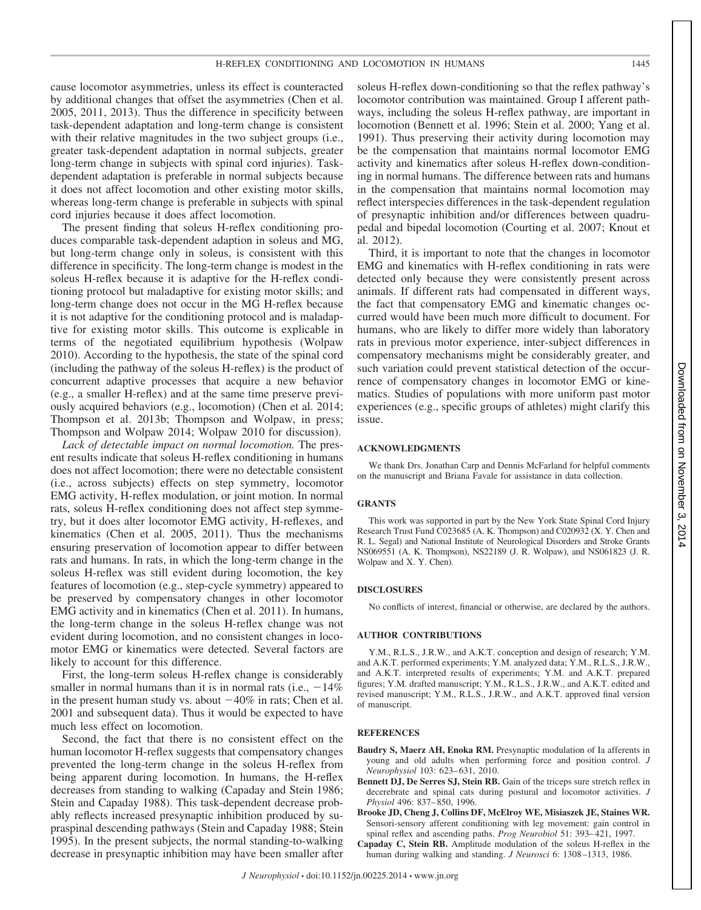cause locomotor asymmetries, unless its effect is counteracted by additional changes that offset the asymmetries (Chen et al. 2005, 2011, 2013). Thus the difference in specificity between task-dependent adaptation and long-term change is consistent with their relative magnitudes in the two subject groups (i.e., greater task-dependent adaptation in normal subjects, greater long-term change in subjects with spinal cord injuries). Task-dependent adaptation is preferable in normal subjects because it does not affect locomotion and other existing motor skills, whereas long-term change is preferable in subjects with spinal cord injuries because it does affect locomotion.

The present finding that soleus H-reflex conditioning produces comparable task-dependent adaption in soleus and MG, but long-term change only in soleus, is consistent with this difference in specificity. The long-term change is modest in the soleus H-reflex because it is adaptive for the H-reflex conditioning protocol but maladaptive for existing motor skills; and long-term change does not occur in the MG H-reflex because it is not adaptive for the conditioning protocol and is maladaptive for existing motor skills. This outcome is explicable in terms of the negotiated equilibrium hypothesis (Wolpaw 2010). According to the hypothesis, the state of the spinal cord (including the pathway of the soleus H-reflex) is the product of concurrent adaptive processes that acquire a new behavior (e.g., a smaller H-reflex) and at the same time preserve previously acquired behaviors (e.g., locomotion) (Chen et al. 2014; Thompson et al. 2013b; Thompson and Wolpaw, in press; Thompson and Wolpaw 2014; Wolpaw 2010 for discussion).

*Lack of detectable impact on normal locomotion.* The present results indicate that soleus H-reflex conditioning in humans does not affect locomotion; there were no detectable consistent (i.e., across subjects) effects on step symmetry, locomotor EMG activity, H-reflex modulation, or joint motion. In normal rats, soleus H-reflex conditioning does not affect step symmetry, but it does alter locomotor EMG activity, H-reflexes, and kinematics (Chen et al. 2005, 2011). Thus the mechanisms ensuring preservation of locomotion appear to differ between rats and humans. In rats, in which the long-term change in the soleus H-reflex was still evident during locomotion, the key features of locomotion (e.g., step-cycle symmetry) appeared to be preserved by compensatory changes in other locomotor EMG activity and in kinematics (Chen et al. 2011). In humans, the long-term change in the soleus H-reflex change was not evident during locomotion, and no consistent changes in locomotor EMG or kinematics were detected. Several factors are likely to account for this difference.

First, the long-term soleus H-reflex change is considerably smaller in normal humans than it is in normal rats (i.e., −14% in the present human study vs. about −40% in rats; Chen et al. 2001 and subsequent data). Thus it would be expected to have much less effect on locomotion.

Second, the fact that there is no consistent effect on the human locomotor H-reflex suggests that compensatory changes prevented the long-term change in the soleus H-reflex from being apparent during locomotion. In humans, the H-reflex decreases from standing to walking (Capaday and Stein 1986; Stein and Capaday 1988). This task-dependent decrease probably reflects increased presynaptic inhibition produced by supraspinal descending pathways (Stein and Capaday 1988; Stein 1995). In the present subjects, the normal standing-to-walking decrease in presynaptic inhibition may have been smaller after soleus H-reflex down-conditioning so that the reflex pathway's locomotor contribution was maintained. Group I afferent pathways, including the soleus H-reflex pathway, are important in locomotion (Bennett et al. 1996; Stein et al. 2000; Yang et al. 1991). Thus preserving their activity during locomotion may be the compensation that maintains normal locomotor EMG activity and kinematics after soleus H-reflex down-conditioning in normal humans. The difference between rats and humans in the compensation that maintains normal locomotion may reflect interspecies differences in the task-dependent regulation of presynaptic inhibition and/or differences between quadrupedal and bipedal locomotion (Courting et al. 2007; Knout et al. 2012).

Third, it is important to note that the changes in locomotor EMG and kinematics with H-reflex conditioning in rats were detected only because they were consistently present across animals. If different rats had compensated in different ways, the fact that compensatory EMG and kinematic changes occurred would have been much more difficult to document. For humans, who are likely to differ more widely than laboratory rats in previous motor experience, inter-subject differences in compensatory mechanisms might be considerably greater, and such variation could prevent statistical detection of the occurrence of compensatory changes in locomotor EMG or kinematics. Studies of populations with more uniform past motor experiences (e.g., specific groups of athletes) might clarify this issue.

## ACKNOWLEDGMENTS

We thank Drs. Jonathan Carp and Dennis McFarland for helpful comments on the manuscript and Briana Favale for assistance in data collection.

## GRANTS

This work was supported in part by the New York State Spinal Cord Injury Research Trust Fund C023685 (A. K. Thompson) and C020932 (X. Y. Chen and R. L. Segal) and National Institute of Neurological Disorders and Stroke Grants NS069551 (A. K. Thompson), NS22189 (J. R. Wolpaw), and NS061823 (J. R. Wolpaw and X. Y. Chen).

## DISCLOSURES

No conflicts of interest, financial or otherwise, are declared by the authors.

## AUTHOR CONTRIBUTIONS

Y.M., R.L.S., J.R.W., and A.K.T. conception and design of research; Y.M. and A.K.T. performed experiments; Y.M. analyzed data; Y.M., R.L.S., J.R.W., and A.K.T. interpreted results of experiments; Y.M. and A.K.T. prepared figures; Y.M. drafted manuscript; Y.M., R.L.S., J.R.W., and A.K.T. edited and revised manuscript; Y.M., R.L.S., J.R.W., and A.K.T. approved final version of manuscript.

## REFERENCES

**Baudry S, Maerz AH, Enoka RM.** Presynaptic modulation of Ia afferents in young and old adults when performing force and position control. *J Neurophysiol* 103: 623–631, 2010.

**Bennett DJ, De Serres SJ, Stein RB.** Gain of the triceps sure stretch reflex in decerebrate and spinal cats during postural and locomotor activities. *J Physiol* 496: 837–850, 1996.

**Brooke JD, Cheng J, Collins DF, McElroy WE, Misiaszek JE, Staines WR.** Sensori-sensory afferent conditioning with leg movement: gain control in spinal reflex and ascending paths. *Prog Neurobiol* 51: 393–421, 1997.

**Capaday C, Stein RB.** Amplitude modulation of the soleus H-reflex in the human during walking and standing. *J Neurosci* 6: 1308–1313, 1986.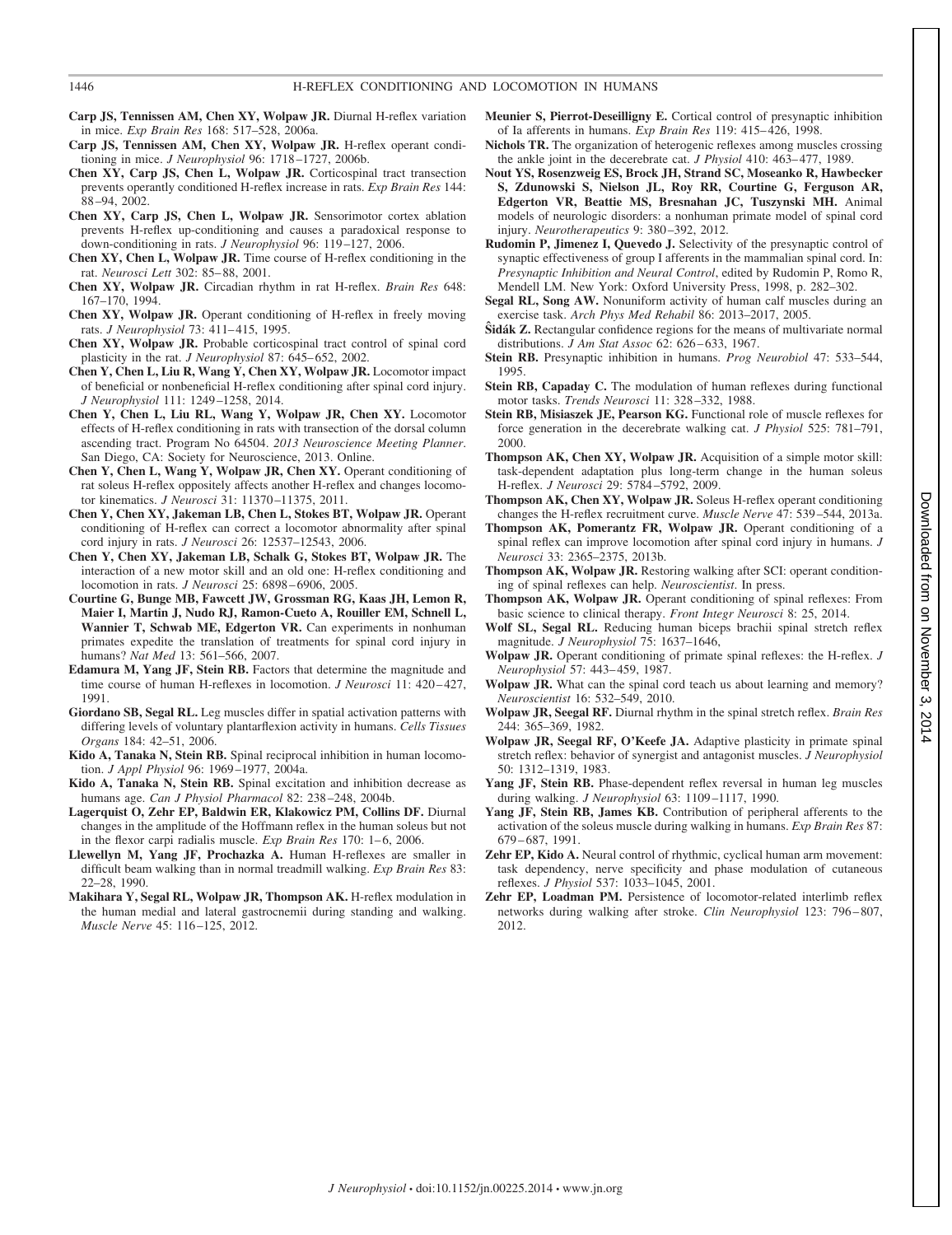**Carp JS, Tennissen AM, Chen XY, Wolpaw JR.** Diurnal H-reflex variation in mice. *Exp Brain Res* 168: 517–528, 2006a.

**Carp JS, Tennissen AM, Chen XY, Wolpaw JR.** H-reflex operant conditioning in mice. *J Neurophysiol* 96: 1718–1727, 2006b.

**Chen XY, Carp JS, Chen L, Wolpaw JR.** Corticospinal tract transection prevents operantly conditioned H-reflex increase in rats. *Exp Brain Res* 144: 88–94, 2002.

**Chen XY, Carp JS, Chen L, Wolpaw JR.** Sensorimotor cortex ablation prevents H-reflex up-conditioning and causes a paradoxical response to down-conditioning in rats. *J Neurophysiol* 96: 119–127, 2006.

**Chen XY, Chen L, Wolpaw JR.** Time course of H-reflex conditioning in the rat. *Neurosci Lett* 302: 85–88, 2001.

**Chen XY, Wolpaw JR.** Circadian rhythm in rat H-reflex. *Brain Res* 648: 167–170, 1994.

**Chen XY, Wolpaw JR.** Operant conditioning of H-reflex in freely moving rats. *J Neurophysiol* 73: 411–415, 1995.

**Chen XY, Wolpaw JR.** Probable corticospinal tract control of spinal cord plasticity in the rat. *J Neurophysiol* 87: 645–652, 2002.

**Chen Y, Chen L, Liu R, Wang Y, Chen XY, Wolpaw JR.** Locomotor impact of beneficial or nonbeneficial H-reflex conditioning after spinal cord injury. *J Neurophysiol* 111: 1249–1258, 2014.

**Chen Y, Chen L, Liu RL, Wang Y, Wolpaw JR, Chen XY.** Locomotor effects of H-reflex conditioning in rats with transection of the dorsal column ascending tract. Program No 64504. *2013 Neuroscience Meeting Planner*. San Diego, CA: Society for Neuroscience, 2013. Online.

**Chen Y, Chen L, Wang Y, Wolpaw JR, Chen XY.** Operant conditioning of rat soleus H-reflex oppositely affects another H-reflex and changes locomotor kinematics. *J Neurosci* 31: 11370–11375, 2011.

**Chen Y, Chen XY, Jakeman LB, Chen L, Stokes BT, Wolpaw JR.** Operant conditioning of H-reflex can correct a locomotor abnormality after spinal cord injury in rats. *J Neurosci* 26: 12537–12543, 2006.

**Chen Y, Chen XY, Jakeman LB, Schalk G, Stokes BT, Wolpaw JR.** The interaction of a new motor skill and an old one: H-reflex conditioning and locomotion in rats. *J Neurosci* 25: 6898–6906, 2005.

**Courtine G, Bunge MB, Fawcett JW, Grossman RG, Kaas JH, Lemon R, Maier I, Martin J, Nudo RJ, Ramon-Cueto A, Rouiller EM, Schnell L, Wannier T, Schwab ME, Edgerton VR.** Can experiments in nonhuman primates expedite the translation of treatments for spinal cord injury in humans? *Nat Med* 13: 561–566, 2007.

**Edamura M, Yang JF, Stein RB.** Factors that determine the magnitude and time course of human H-reflexes in locomotion. *J Neurosci* 11: 420–427, 1991.

**Giordano SB, Segal RL.** Leg muscles differ in spatial activation patterns with differing levels of voluntary plantarflexion activity in humans. *Cells Tissues Organs* 184: 42–51, 2006.

**Kido A, Tanaka N, Stein RB.** Spinal reciprocal inhibition in human locomotion. *J Appl Physiol* 96: 1969–1977, 2004a.

**Kido A, Tanaka N, Stein RB.** Spinal excitation and inhibition decrease as humans age. *Can J Physiol Pharmacol* 82: 238–248, 2004b.

**Lagerquist O, Zehr EP, Baldwin ER, Klakowicz PM, Collins DF.** Diurnal changes in the amplitude of the Hoffmann reflex in the human soleus but not in the flexor carpi radialis muscle. *Exp Brain Res* 170: 1–6, 2006.

**Llewellyn M, Yang JF, Prochazka A.** Human H-reflexes are smaller in difficult beam walking than in normal treadmill walking. *Exp Brain Res* 83: 22–28, 1990.

**Makihara Y, Segal RL, Wolpaw JR, Thompson AK.** H-reflex modulation in the human medial and lateral gastrocnemii during standing and walking. *Muscle Nerve* 45: 116–125, 2012.

**Meunier S, Pierrot-Deseilligny E.** Cortical control of presynaptic inhibition of Ia afferents in humans. *Exp Brain Res* 119: 415–426, 1998.

**Nichols TR.** The organization of heterogenic reflexes among muscles crossing the ankle joint in the decerebrate cat. *J Physiol* 410: 463–477, 1989.

**Nout YS, Rosenzweig ES, Brock JH, Strand SC, Moseanko R, Hawbecker S, Zdunowski S, Nielson JL, Roy RR, Courtine G, Ferguson AR, Edgerton VR, Beattie MS, Bresnahan JC, Tuszynski MH.** Animal models of neurologic disorders: a nonhuman primate model of spinal cord injury. *Neurotherapeutics* 9: 380–392, 2012.

**Rudomin P, Jimenez I, Quevedo J.** Selectivity of the presynaptic control of synaptic effectiveness of group I afferents in the mammalian spinal cord. In: *Presynaptic Inhibition and Neural Control*, edited by Rudomin P, Romo R, Mendell LM. New York: Oxford University Press, 1998, p. 282–302.

**Segal RL, Song AW.** Nonuniform activity of human calf muscles during an exercise task. *Arch Phys Med Rehabil* 86: 2013–2017, 2005.

**Šidák Z.** Rectangular confidence regions for the means of multivariate normal distributions. *J Am Stat Assoc* 62: 626–633, 1967.

**Stein RB.** Presynaptic inhibition in humans. *Prog Neurobiol* 47: 533–544, 1995.

**Stein RB, Capaday C.** The modulation of human reflexes during functional motor tasks. *Trends Neurosci* 11: 328–332, 1988.

**Stein RB, Misiaszek JE, Pearson KG.** Functional role of muscle reflexes for force generation in the decerebrate walking cat. *J Physiol* 525: 781–791, 2000.

**Thompson AK, Chen XY, Wolpaw JR.** Acquisition of a simple motor skill: task-dependent adaptation plus long-term change in the human soleus H-reflex. *J Neurosci* 29: 5784–5792, 2009.

**Thompson AK, Chen XY, Wolpaw JR.** Soleus H-reflex operant conditioning changes the H-reflex recruitment curve. *Muscle Nerve* 47: 539–544, 2013a.

**Thompson AK, Pomerantz FR, Wolpaw JR.** Operant conditioning of a spinal reflex can improve locomotion after spinal cord injury in humans. *J Neurosci* 33: 2365–2375, 2013b.

**Thompson AK, Wolpaw JR.** Restoring walking after SCI: operant conditioning of spinal reflexes can help. *Neuroscientist*. In press.

**Thompson AK, Wolpaw JR.** Operant conditioning of spinal reflexes: From basic science to clinical therapy. *Front Integr Neurosci* 8: 25, 2014.

**Wolf SL, Segal RL.** Reducing human biceps brachii spinal stretch reflex magnitude. *J Neurophysiol* 75: 1637–1646,

**Wolpaw JR.** Operant conditioning of primate spinal reflexes: the H-reflex. *J Neurophysiol* 57: 443–459, 1987.

**Wolpaw JR.** What can the spinal cord teach us about learning and memory? *Neuroscientist* 16: 532–549, 2010.

**Wolpaw JR, Seegal RF.** Diurnal rhythm in the spinal stretch reflex. *Brain Res* 244: 365–369, 1982.

**Wolpaw JR, Seegal RF, O'Keefe JA.** Adaptive plasticity in primate spinal stretch reflex: behavior of synergist and antagonist muscles. *J Neurophysiol* 50: 1312–1319, 1983.

**Yang JF, Stein RB.** Phase-dependent reflex reversal in human leg muscles during walking. *J Neurophysiol* 63: 1109–1117, 1990.

**Yang JF, Stein RB, James KB.** Contribution of peripheral afferents to the activation of the soleus muscle during walking in humans. *Exp Brain Res* 87: 679–687, 1991.

**Zehr EP, Kido A.** Neural control of rhythmic, cyclical human arm movement: task dependency, nerve specificity and phase modulation of cutaneous reflexes. *J Physiol* 537: 1033–1045, 2001.

**Zehr EP, Loadman PM.** Persistence of locomotor-related interlimb reflex networks during walking after stroke. *Clin Neurophysiol* 123: 796–807, 2012.